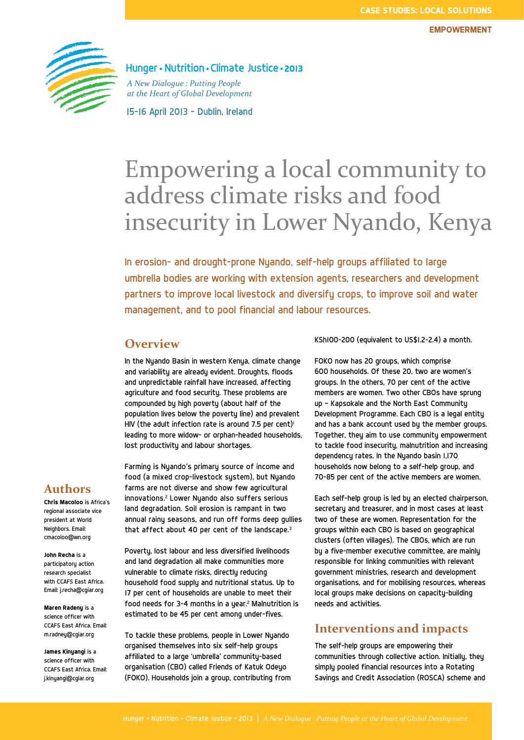CASE STUDIES: LOCAL SOLUTIONS

EMPOWERMENT

Hunger • Nutrition • Climate Justice • 2013

*A New Dialogue : Putting People at the Heart of Global Development*

15-16 April 2013 - Dublin, Ireland

# Empowering a local community to address climate risks and food insecurity in Lower Nyando, Kenya

In erosion- and drought-prone Nyando, self-help groups affiliated to large umbrella bodies are working with extension agents, researchers and development partners to improve local livestock and diversify crops, to improve soil and water management, and to pool financial and labour resources.

## Overview

In the Nyando Basin in western Kenya, climate change and variability are already evident. Droughts, floods and unpredictable rainfall have increased, affecting agriculture and food security. These problems are compounded by high poverty (about half of the population lives below the poverty line) and prevalent HIV (the adult infection rate is around 7.5 per cent)[1] leading to more widow- or orphan-headed households, lost productivity and labour shortages.

Farming is Nyando's primary source of income and food (a mixed crop-livestock system), but Nyando farms are not diverse and show few agricultural innovations.[2] Lower Nyando also suffers serious land degradation. Soil erosion is rampant in two annual rainy seasons, and run off forms deep gullies that affect about 40 per cent of the landscape.[3]

Poverty, lost labour and less diversified livelihoods and land degradation all make communities more vulnerable to climate risks, directly reducing household food supply and nutritional status. Up to 17 per cent of households are unable to meet their food needs for 3-4 months in a year.[2] Malnutrition is estimated to be 45 per cent among under-fives.

To tackle these problems, people in Lower Nyando organised themselves into six self-help groups affiliated to a large 'umbrella' community-based organisation (CBO) called Friends of Katuk Odeyo (FOKO). Households join a group, contributing from KSh100-200 (equivalent to US$1.2-2.4) a month.

FOKO now has 20 groups, which comprise 600 households. Of these 20, two are women's groups. In the others, 70 per cent of the active members are women. Two other CBOs have sprung up – Kapsokale and the North East Community Development Programme. Each CBO is a legal entity and has a bank account used by the member groups. Together, they aim to use community empowerment to tackle food insecurity, malnutrition and increasing dependency rates. In the Nyando basin 1,170 households now belong to a self-help group, and 70-85 per cent of the active members are women.

Each self-help group is led by an elected chairperson, secretary and treasurer, and in most cases at least two of these are women. Representation for the groups within each CBO is based on geographical clusters (often villages). The CBOs, which are run by a five-member executive committee, are mainly responsible for linking communities with relevant government ministries, research and development organisations, and for mobilising resources, whereas local groups make decisions on capacity-building needs and activities.

## Interventions and impacts

The self-help groups are empowering their communities through collective action. Initially, they simply pooled financial resources into a Rotating Savings and Credit Association (ROSCA) scheme and

## Authors

**Chris Macoloo** is Africa's regional associate vice president at World Neighbors. Email: cmacoloo@wn.org

**John Recha** is a participatory action research specialist with CCAFS East Africa. Email: j.recha@cgiar.org

**Maren Radeny** is a science officer with CCAFS East Africa. Email: m.radney@cgiar.org

**James Kinyangi** is a science officer with CCAFS East Africa. Email: j.kinyangi@cgiar.org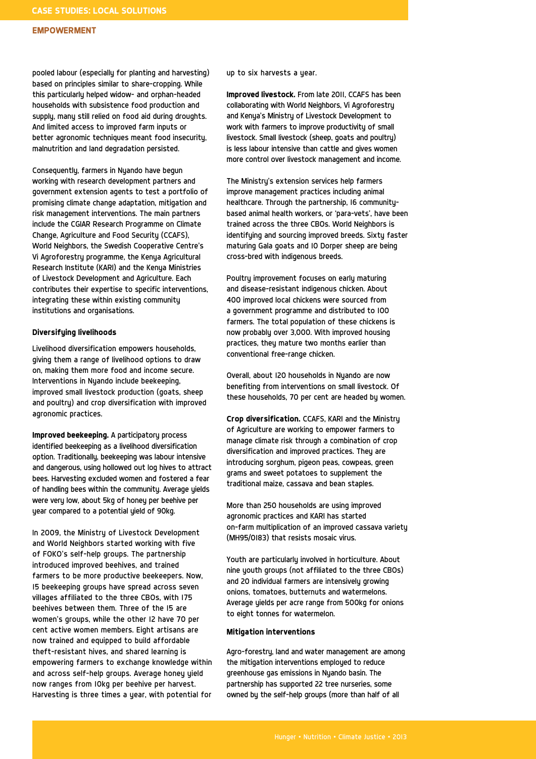pooled labour (especially for planting and harvesting) based on principles similar to share-cropping. While this particularly helped widow- and orphan-headed households with subsistence food production and supply, many still relied on food aid during droughts. And limited access to improved farm inputs or better agronomic techniques meant food insecurity, malnutrition and land degradation persisted.

Consequently, farmers in Nyando have begun working with research development partners and government extension agents to test a portfolio of promising climate change adaptation, mitigation and risk management interventions. The main partners include the CGIAR Research Programme on Climate Change, Agriculture and Food Security (CCAFS), World Neighbors, the Swedish Cooperative Centre's Vi Agroforestry programme, the Kenya Agricultural Research Institute (KARI) and the Kenya Ministries of Livestock Development and Agriculture. Each contributes their expertise to specific interventions, integrating these within existing community institutions and organisations.

#### Diversifying livelihoods

Livelihood diversification empowers households, giving them a range of livelihood options to draw on, making them more food and income secure. Interventions in Nyando include beekeeping, improved small livestock production (goats, sheep and poultry) and crop diversification with improved agronomic practices.

**Improved beekeeping.** A participatory process identified beekeeping as a livelihood diversification option. Traditionally, beekeeping was labour intensive and dangerous, using hollowed out log hives to attract bees. Harvesting excluded women and fostered a fear of handling bees within the community. Average yields were very low, about 5kg of honey per beehive per year compared to a potential yield of 90kg.

In 2009, the Ministry of Livestock Development and World Neighbors started working with five of FOKO's self-help groups. The partnership introduced improved beehives, and trained farmers to be more productive beekeepers. Now, 15 beekeeping groups have spread across seven villages affiliated to the three CBOs, with 175 beehives between them. Three of the 15 are women's groups, while the other 12 have 70 per cent active women members. Eight artisans are now trained and equipped to build affordable theft-resistant hives, and shared learning is empowering farmers to exchange knowledge within and across self-help groups. Average honey yield now ranges from 10kg per beehive per harvest. Harvesting is three times a year, with potential for up to six harvests a year.

**Improved livestock.** From late 2011, CCAFS has been collaborating with World Neighbors, Vi Agroforestry and Kenya's Ministry of Livestock Development to work with farmers to improve productivity of small livestock. Small livestock (sheep, goats and poultry) is less labour intensive than cattle and gives women more control over livestock management and income.

The Ministry's extension services help farmers improve management practices including animal healthcare. Through the partnership, 16 community-based animal health workers, or 'para-vets', have been trained across the three CBOs. World Neighbors is identifying and sourcing improved breeds. Sixty faster maturing Gala goats and 10 Dorper sheep are being cross-bred with indigenous breeds.

Poultry improvement focuses on early maturing and disease-resistant indigenous chicken. About 400 improved local chickens were sourced from a government programme and distributed to 100 farmers. The total population of these chickens is now probably over 3,000. With improved housing practices, they mature two months earlier than conventional free-range chicken.

Overall, about 120 households in Nyando are now benefiting from interventions on small livestock. Of these households, 70 per cent are headed by women.

**Crop diversification.** CCAFS, KARI and the Ministry of Agriculture are working to empower farmers to manage climate risk through a combination of crop diversification and improved practices. They are introducing sorghum, pigeon peas, cowpeas, green grams and sweet potatoes to supplement the traditional maize, cassava and bean staples.

More than 250 households are using improved agronomic practices and KARI has started on-farm multiplication of an improved cassava variety (MH95/0183) that resists mosaic virus.

Youth are particularly involved in horticulture. About nine youth groups (not affiliated to the three CBOs) and 20 individual farmers are intensively growing onions, tomatoes, butternuts and watermelons. Average yields per acre range from 500kg for onions to eight tonnes for watermelon.

#### Mitigation interventions

Agro-forestry, land and water management are among the mitigation interventions employed to reduce greenhouse gas emissions in Nyando basin. The partnership has supported 22 tree nurseries, some owned by the self-help groups (more than half of all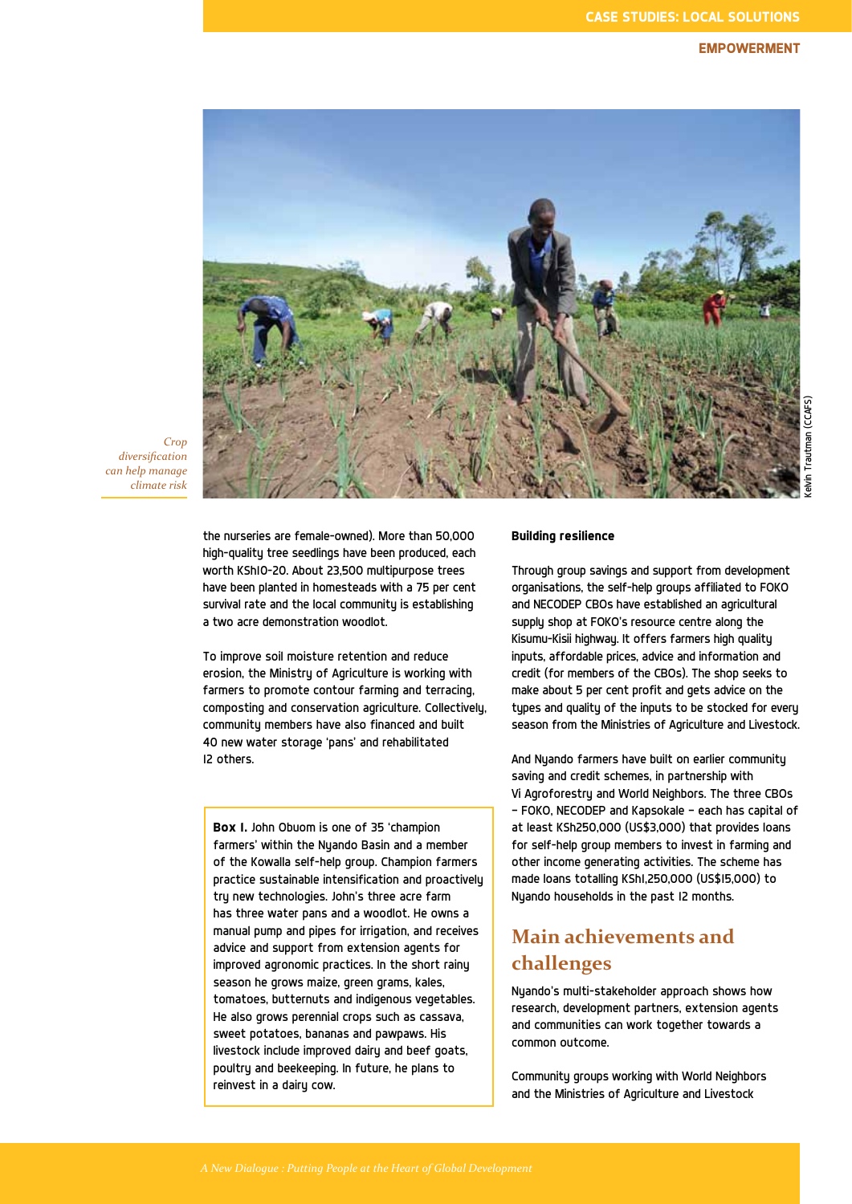*Crop diversification can help manage climate risk*

Kelvin Trautman (CCAFS)

the nurseries are female-owned). More than 50,000 high-quality tree seedlings have been produced, each worth KSh10-20. About 23,500 multipurpose trees have been planted in homesteads with a 75 per cent survival rate and the local community is establishing a two acre demonstration woodlot.

To improve soil moisture retention and reduce erosion, the Ministry of Agriculture is working with farmers to promote contour farming and terracing, composting and conservation agriculture. Collectively, community members have also financed and built 40 new water storage 'pans' and rehabilitated 12 others.

> **Box 1.** John Obuom is one of 35 'champion farmers' within the Nyando Basin and a member of the Kowalla self-help group. Champion farmers practice sustainable intensification and proactively try new technologies. John's three acre farm has three water pans and a woodlot. He owns a manual pump and pipes for irrigation, and receives advice and support from extension agents for improved agronomic practices. In the short rainy season he grows maize, green grams, kales, tomatoes, butternuts and indigenous vegetables. He also grows perennial crops such as cassava, sweet potatoes, bananas and pawpaws. His livestock include improved dairy and beef goats, poultry and beekeeping. In future, he plans to reinvest in a dairy cow.

**Building resilience**

Through group savings and support from development organisations, the self-help groups affiliated to FOKO and NECODEP CBOs have established an agricultural supply shop at FOKO's resource centre along the Kisumu-Kisii highway. It offers farmers high quality inputs, affordable prices, advice and information and credit (for members of the CBOs). The shop seeks to make about 5 per cent profit and gets advice on the types and quality of the inputs to be stocked for every season from the Ministries of Agriculture and Livestock.

And Nyando farmers have built on earlier community saving and credit schemes, in partnership with Vi Agroforestry and World Neighbors. The three CBOs – FOKO, NECODEP and Kapsokale – each has capital of at least KSh250,000 (US$3,000) that provides loans for self-help group members to invest in farming and other income generating activities. The scheme has made loans totalling KSh1,250,000 (US$15,000) to Nyando households in the past 12 months.

## Main achievements and challenges

Nyando's multi-stakeholder approach shows how research, development partners, extension agents and communities can work together towards a common outcome.

Community groups working with World Neighbors and the Ministries of Agriculture and Livestock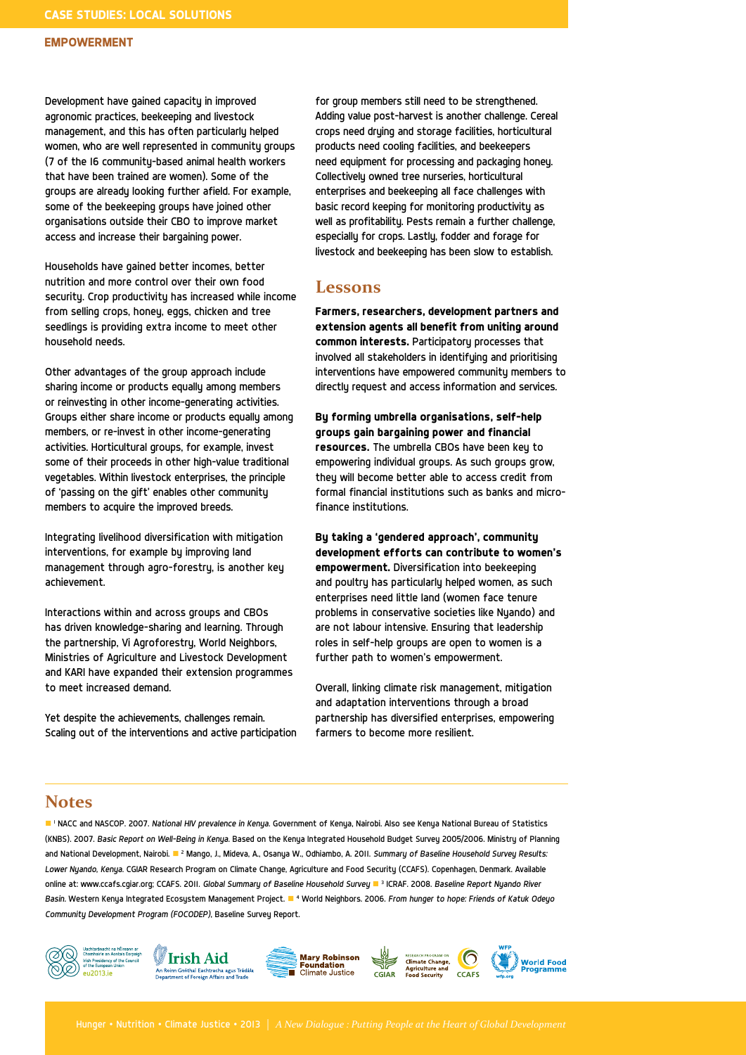Development have gained capacity in improved agronomic practices, beekeeping and livestock management, and this has often particularly helped women, who are well represented in community groups (7 of the 16 community-based animal health workers that have been trained are women). Some of the groups are already looking further afield. For example, some of the beekeeping groups have joined other organisations outside their CBO to improve market access and increase their bargaining power.

Households have gained better incomes, better nutrition and more control over their own food security. Crop productivity has increased while income from selling crops, honey, eggs, chicken and tree seedlings is providing extra income to meet other household needs.

Other advantages of the group approach include sharing income or products equally among members or reinvesting in other income-generating activities. Groups either share income or products equally among members, or re-invest in other income-generating activities. Horticultural groups, for example, invest some of their proceeds in other high-value traditional vegetables. Within livestock enterprises, the principle of 'passing on the gift' enables other community members to acquire the improved breeds.

Integrating livelihood diversification with mitigation interventions, for example by improving land management through agro-forestry, is another key achievement.

Interactions within and across groups and CBOs has driven knowledge-sharing and learning. Through the partnership, Vi Agroforestry, World Neighbors, Ministries of Agriculture and Livestock Development and KARI have expanded their extension programmes to meet increased demand.

Yet despite the achievements, challenges remain. Scaling out of the interventions and active participation for group members still need to be strengthened. Adding value post-harvest is another challenge. Cereal crops need drying and storage facilities, horticultural products need cooling facilities, and beekeepers need equipment for processing and packaging honey. Collectively owned tree nurseries, horticultural enterprises and beekeeping all face challenges with basic record keeping for monitoring productivity as well as profitability. Pests remain a further challenge, especially for crops. Lastly, fodder and forage for livestock and beekeeping has been slow to establish.

## Lessons

**Farmers, researchers, development partners and extension agents all benefit from uniting around common interests.** Participatory processes that involved all stakeholders in identifying and prioritising interventions have empowered community members to directly request and access information and services.

**By forming umbrella organisations, self-help groups gain bargaining power and financial resources.** The umbrella CBOs have been key to empowering individual groups. As such groups grow, they will become better able to access credit from formal financial institutions such as banks and micro-finance institutions.

**By taking a 'gendered approach', community development efforts can contribute to women's empowerment.** Diversification into beekeeping and poultry has particularly helped women, as such enterprises need little land (women face tenure problems in conservative societies like Nyando) and are not labour intensive. Ensuring that leadership roles in self-help groups are open to women is a further path to women's empowerment.

Overall, linking climate risk management, mitigation and adaptation interventions through a broad partnership has diversified enterprises, empowering farmers to become more resilient.

## Notes

[1] NACC and NASCOP. 2007. *National HIV prevalence in Kenya*. Government of Kenya, Nairobi. Also see Kenya National Bureau of Statistics (KNBS). 2007. *Basic Report on Well-Being in Kenya*. Based on the Kenya Integrated Household Budget Survey 2005/2006. Ministry of Planning and National Development, Nairobi. [2] Mango, J., Mideva, A., Osanya W., Odhiambo, A. 2011. *Summary of Baseline Household Survey Results: Lower Nyando, Kenya*. CGIAR Research Program on Climate Change, Agriculture and Food Security (CCAFS). Copenhagen, Denmark. Available online at: www.ccafs.cgiar.org; CCAFS. 2011. *Global Summary of Baseline Household Survey* [3] ICRAF. 2008. *Baseline Report Nyando River Basin*. Western Kenya Integrated Ecosystem Management Project. [4] World Neighbors. 2006. *From hunger to hope: Friends of Katuk Odeyo Community Development Program (FOCODEP)*, Baseline Survey Report.